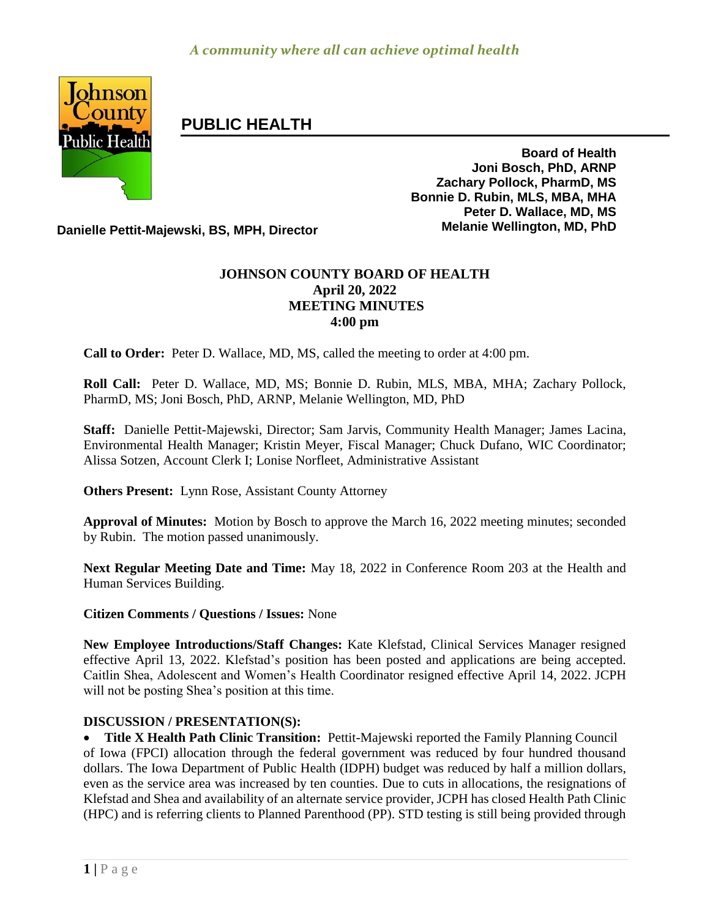*A community where all can achieve optimal health*

# PUBLIC HEALTH

**Board of Health**
**Joni Bosch, PhD, ARNP**
**Zachary Pollock, PharmD, MS**
**Bonnie D. Rubin, MLS, MBA, MHA**
**Peter D. Wallace, MD, MS**
**Melanie Wellington, MD, PhD**

**Danielle Pettit-Majewski, BS, MPH, Director**

## JOHNSON COUNTY BOARD OF HEALTH
## April 20, 2022
## MEETING MINUTES
## 4:00 pm

**Call to Order:** Peter D. Wallace, MD, MS, called the meeting to order at 4:00 pm.

**Roll Call:** Peter D. Wallace, MD, MS; Bonnie D. Rubin, MLS, MBA, MHA; Zachary Pollock, PharmD, MS; Joni Bosch, PhD, ARNP, Melanie Wellington, MD, PhD

**Staff:** Danielle Pettit-Majewski, Director; Sam Jarvis, Community Health Manager; James Lacina, Environmental Health Manager; Kristin Meyer, Fiscal Manager; Chuck Dufano, WIC Coordinator; Alissa Sotzen, Account Clerk I; Lonise Norfleet, Administrative Assistant

**Others Present:** Lynn Rose, Assistant County Attorney

**Approval of Minutes:** Motion by Bosch to approve the March 16, 2022 meeting minutes; seconded by Rubin. The motion passed unanimously.

**Next Regular Meeting Date and Time:** May 18, 2022 in Conference Room 203 at the Health and Human Services Building.

**Citizen Comments / Questions / Issues:** None

**New Employee Introductions/Staff Changes:** Kate Klefstad, Clinical Services Manager resigned effective April 13, 2022. Klefstad's position has been posted and applications are being accepted. Caitlin Shea, Adolescent and Women's Health Coordinator resigned effective April 14, 2022. JCPH will not be posting Shea's position at this time.

**DISCUSSION / PRESENTATION(S):**

- **Title X Health Path Clinic Transition:** Pettit-Majewski reported the Family Planning Council of Iowa (FPCI) allocation through the federal government was reduced by four hundred thousand dollars. The Iowa Department of Public Health (IDPH) budget was reduced by half a million dollars, even as the service area was increased by ten counties. Due to cuts in allocations, the resignations of Klefstad and Shea and availability of an alternate service provider, JCPH has closed Health Path Clinic (HPC) and is referring clients to Planned Parenthood (PP). STD testing is still being provided through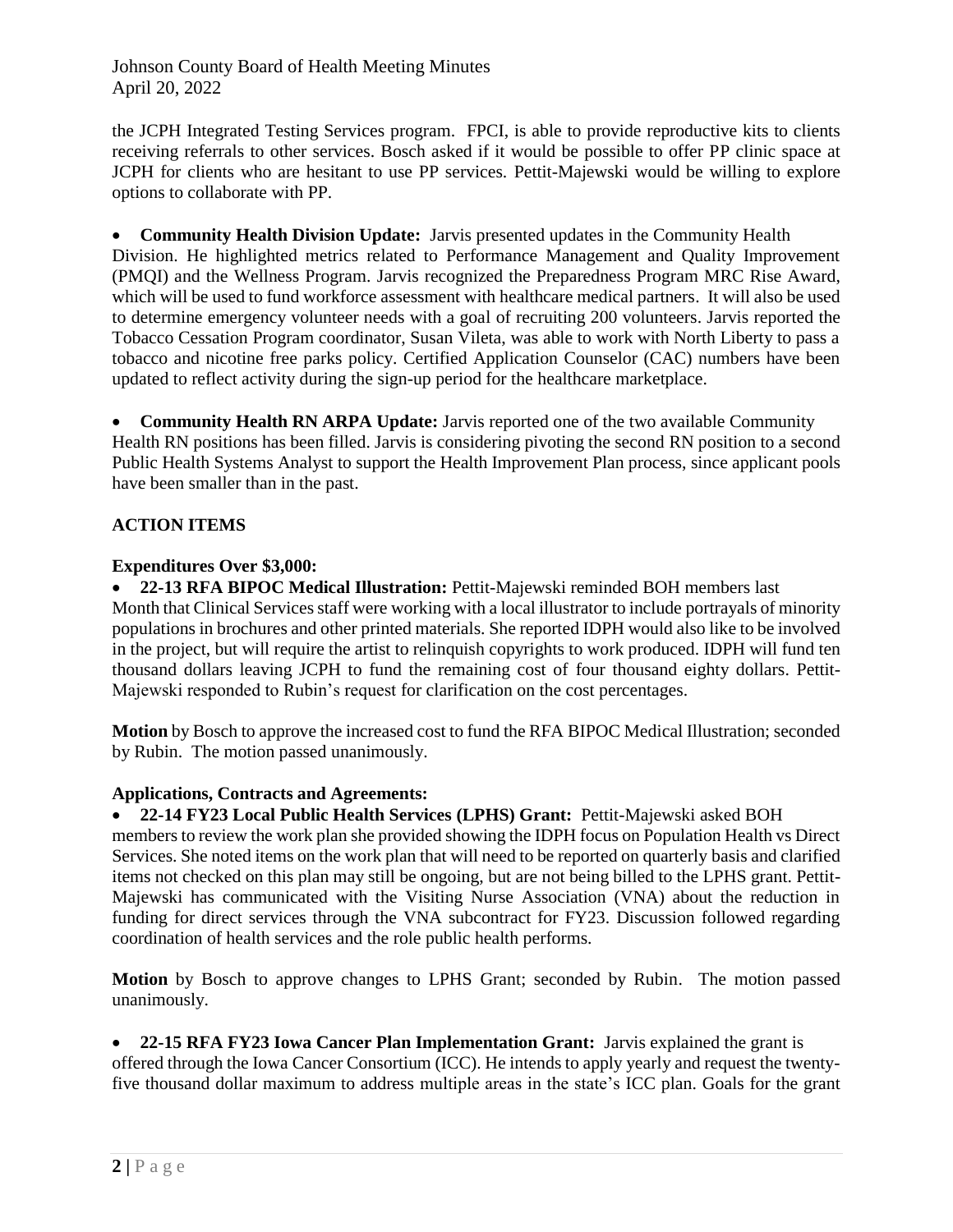the JCPH Integrated Testing Services program. FPCI, is able to provide reproductive kits to clients receiving referrals to other services. Bosch asked if it would be possible to offer PP clinic space at JCPH for clients who are hesitant to use PP services. Pettit-Majewski would be willing to explore options to collaborate with PP.

- **Community Health Division Update:** Jarvis presented updates in the Community Health Division. He highlighted metrics related to Performance Management and Quality Improvement (PMQI) and the Wellness Program. Jarvis recognized the Preparedness Program MRC Rise Award, which will be used to fund workforce assessment with healthcare medical partners. It will also be used to determine emergency volunteer needs with a goal of recruiting 200 volunteers. Jarvis reported the Tobacco Cessation Program coordinator, Susan Vileta, was able to work with North Liberty to pass a tobacco and nicotine free parks policy. Certified Application Counselor (CAC) numbers have been updated to reflect activity during the sign-up period for the healthcare marketplace.

- **Community Health RN ARPA Update:** Jarvis reported one of the two available Community Health RN positions has been filled. Jarvis is considering pivoting the second RN position to a second Public Health Systems Analyst to support the Health Improvement Plan process, since applicant pools have been smaller than in the past.

**ACTION ITEMS**

**Expenditures Over $3,000:**

- **22-13 RFA BIPOC Medical Illustration:** Pettit-Majewski reminded BOH members last Month that Clinical Services staff were working with a local illustrator to include portrayals of minority populations in brochures and other printed materials. She reported IDPH would also like to be involved in the project, but will require the artist to relinquish copyrights to work produced. IDPH will fund ten thousand dollars leaving JCPH to fund the remaining cost of four thousand eighty dollars. Pettit-Majewski responded to Rubin's request for clarification on the cost percentages.

**Motion** by Bosch to approve the increased cost to fund the RFA BIPOC Medical Illustration; seconded by Rubin. The motion passed unanimously.

**Applications, Contracts and Agreements:**

- **22-14 FY23 Local Public Health Services (LPHS) Grant:** Pettit-Majewski asked BOH members to review the work plan she provided showing the IDPH focus on Population Health vs Direct Services. She noted items on the work plan that will need to be reported on quarterly basis and clarified items not checked on this plan may still be ongoing, but are not being billed to the LPHS grant. Pettit-Majewski has communicated with the Visiting Nurse Association (VNA) about the reduction in funding for direct services through the VNA subcontract for FY23. Discussion followed regarding coordination of health services and the role public health performs.

**Motion** by Bosch to approve changes to LPHS Grant; seconded by Rubin. The motion passed unanimously.

- **22-15 RFA FY23 Iowa Cancer Plan Implementation Grant:** Jarvis explained the grant is offered through the Iowa Cancer Consortium (ICC). He intends to apply yearly and request the twenty-five thousand dollar maximum to address multiple areas in the state's ICC plan. Goals for the grant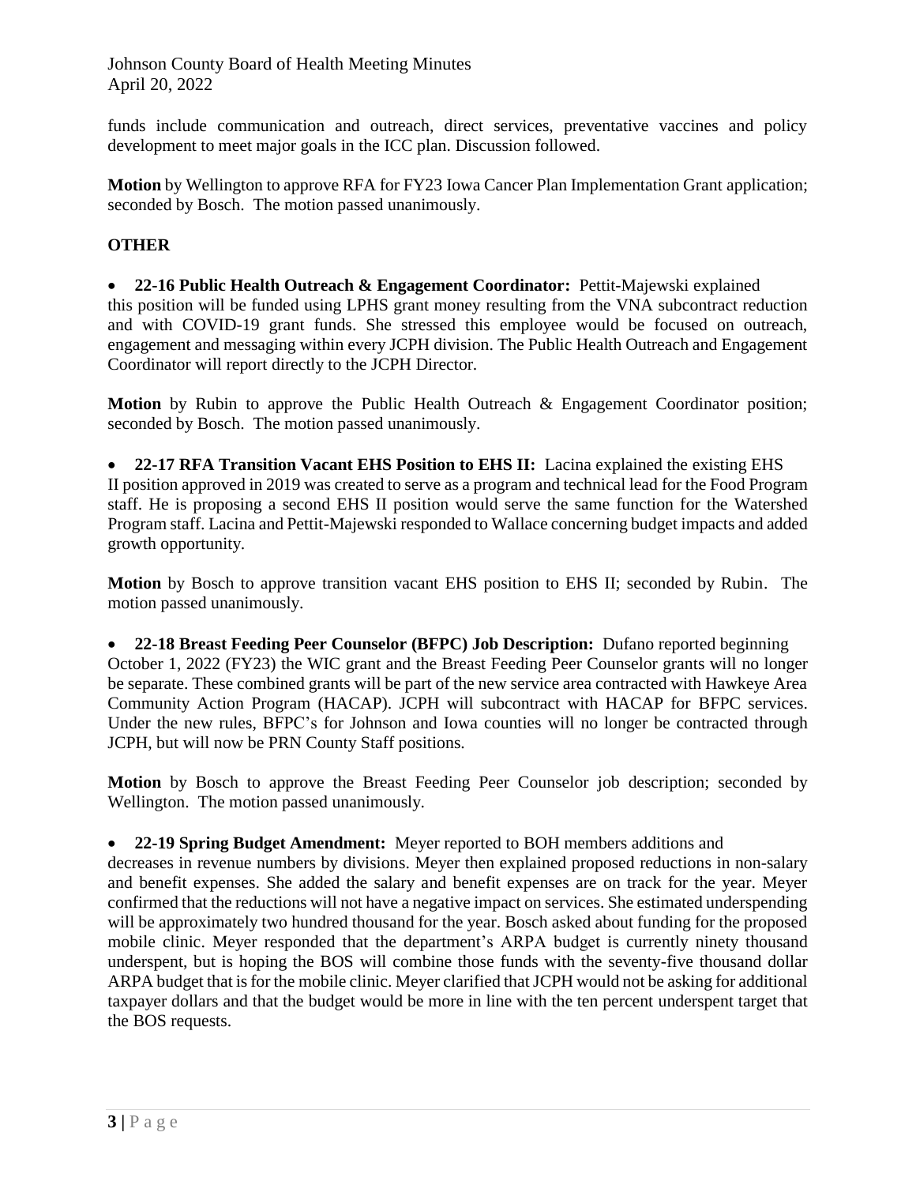funds include communication and outreach, direct services, preventative vaccines and policy development to meet major goals in the ICC plan. Discussion followed.

**Motion** by Wellington to approve RFA for FY23 Iowa Cancer Plan Implementation Grant application; seconded by Bosch. The motion passed unanimously.

## OTHER

- **22-16 Public Health Outreach & Engagement Coordinator:** Pettit-Majewski explained this position will be funded using LPHS grant money resulting from the VNA subcontract reduction and with COVID-19 grant funds. She stressed this employee would be focused on outreach, engagement and messaging within every JCPH division. The Public Health Outreach and Engagement Coordinator will report directly to the JCPH Director.

**Motion** by Rubin to approve the Public Health Outreach & Engagement Coordinator position; seconded by Bosch. The motion passed unanimously.

- **22-17 RFA Transition Vacant EHS Position to EHS II:** Lacina explained the existing EHS II position approved in 2019 was created to serve as a program and technical lead for the Food Program staff. He is proposing a second EHS II position would serve the same function for the Watershed Program staff. Lacina and Pettit-Majewski responded to Wallace concerning budget impacts and added growth opportunity.

**Motion** by Bosch to approve transition vacant EHS position to EHS II; seconded by Rubin. The motion passed unanimously.

- **22-18 Breast Feeding Peer Counselor (BFPC) Job Description:** Dufano reported beginning October 1, 2022 (FY23) the WIC grant and the Breast Feeding Peer Counselor grants will no longer be separate. These combined grants will be part of the new service area contracted with Hawkeye Area Community Action Program (HACAP). JCPH will subcontract with HACAP for BFPC services. Under the new rules, BFPC's for Johnson and Iowa counties will no longer be contracted through JCPH, but will now be PRN County Staff positions.

**Motion** by Bosch to approve the Breast Feeding Peer Counselor job description; seconded by Wellington. The motion passed unanimously.

- **22-19 Spring Budget Amendment:** Meyer reported to BOH members additions and decreases in revenue numbers by divisions. Meyer then explained proposed reductions in non-salary and benefit expenses. She added the salary and benefit expenses are on track for the year. Meyer confirmed that the reductions will not have a negative impact on services. She estimated underspending will be approximately two hundred thousand for the year. Bosch asked about funding for the proposed mobile clinic. Meyer responded that the department's ARPA budget is currently ninety thousand underspent, but is hoping the BOS will combine those funds with the seventy-five thousand dollar ARPA budget that is for the mobile clinic. Meyer clarified that JCPH would not be asking for additional taxpayer dollars and that the budget would be more in line with the ten percent underspent target that the BOS requests.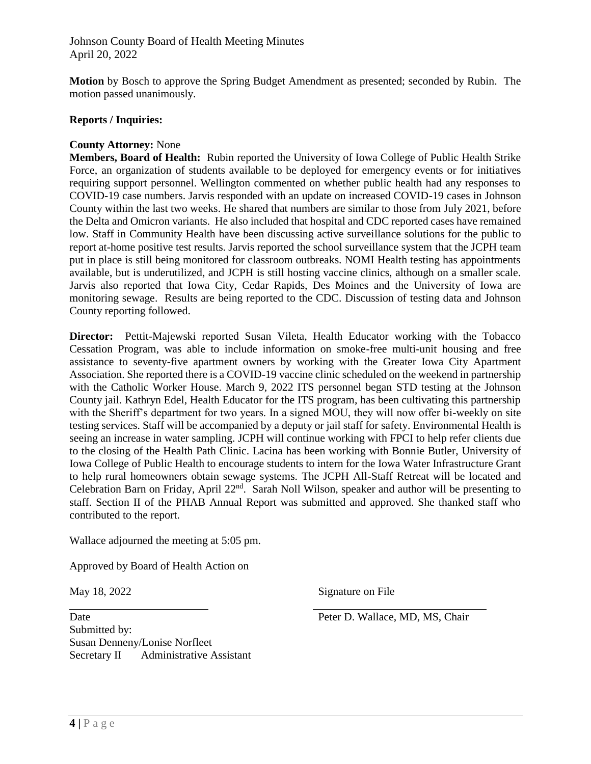**Motion** by Bosch to approve the Spring Budget Amendment as presented; seconded by Rubin. The motion passed unanimously.

**Reports / Inquiries:**

**County Attorney:** None

**Members, Board of Health:** Rubin reported the University of Iowa College of Public Health Strike Force, an organization of students available to be deployed for emergency events or for initiatives requiring support personnel. Wellington commented on whether public health had any responses to COVID-19 case numbers. Jarvis responded with an update on increased COVID-19 cases in Johnson County within the last two weeks. He shared that numbers are similar to those from July 2021, before the Delta and Omicron variants. He also included that hospital and CDC reported cases have remained low. Staff in Community Health have been discussing active surveillance solutions for the public to report at-home positive test results. Jarvis reported the school surveillance system that the JCPH team put in place is still being monitored for classroom outbreaks. NOMI Health testing has appointments available, but is underutilized, and JCPH is still hosting vaccine clinics, although on a smaller scale. Jarvis also reported that Iowa City, Cedar Rapids, Des Moines and the University of Iowa are monitoring sewage. Results are being reported to the CDC. Discussion of testing data and Johnson County reporting followed.

**Director:** Pettit-Majewski reported Susan Vileta, Health Educator working with the Tobacco Cessation Program, was able to include information on smoke-free multi-unit housing and free assistance to seventy-five apartment owners by working with the Greater Iowa City Apartment Association. She reported there is a COVID-19 vaccine clinic scheduled on the weekend in partnership with the Catholic Worker House. March 9, 2022 ITS personnel began STD testing at the Johnson County jail. Kathryn Edel, Health Educator for the ITS program, has been cultivating this partnership with the Sheriff's department for two years. In a signed MOU, they will now offer bi-weekly on site testing services. Staff will be accompanied by a deputy or jail staff for safety. Environmental Health is seeing an increase in water sampling. JCPH will continue working with FPCI to help refer clients due to the closing of the Health Path Clinic. Lacina has been working with Bonnie Butler, University of Iowa College of Public Health to encourage students to intern for the Iowa Water Infrastructure Grant to help rural homeowners obtain sewage systems. The JCPH All-Staff Retreat will be located and Celebration Barn on Friday, April 22nd. Sarah Noll Wilson, speaker and author will be presenting to staff. Section II of the PHAB Annual Report was submitted and approved. She thanked staff who contributed to the report.

Wallace adjourned the meeting at 5:05 pm.

Approved by Board of Health Action on

May 18, 2022 — Date

Signature on File — Peter D. Wallace, MD, MS, Chair

Submitted by:
Susan Denneny/Lonise Norfleet
Secretary II Administrative Assistant